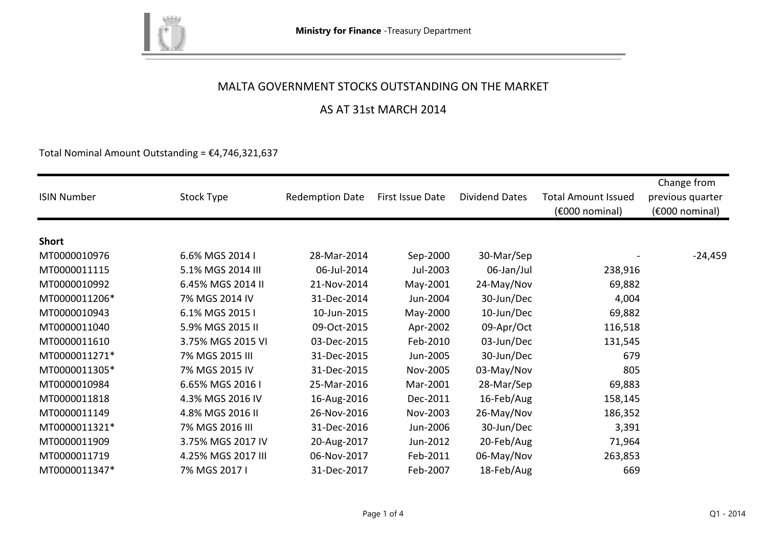# MALTA GOVERNMENT STOCKS OUTSTANDING ON THE MARKET

## AS AT 31st MARCH 2014

Total Nominal Amount Outstanding = €4,746,321,637

| ISIN Number | Stock Type | Redemption Date | First Issue Date | Dividend Dates | Total Amount Issued (€000 nominal) | Change from previous quarter (€000 nominal) |
|---|---|---|---|---|---|---|
| **Short** | | | | | | |
| MT0000010976 | 6.6% MGS 2014 I | 28-Mar-2014 | Sep-2000 | 30-Mar/Sep | - | -24,459 |
| MT0000011115 | 5.1% MGS 2014 III | 06-Jul-2014 | Jul-2003 | 06-Jan/Jul | 238,916 | |
| MT0000010992 | 6.45% MGS 2014 II | 21-Nov-2014 | May-2001 | 24-May/Nov | 69,882 | |
| MT0000011206* | 7% MGS 2014 IV | 31-Dec-2014 | Jun-2004 | 30-Jun/Dec | 4,004 | |
| MT0000010943 | 6.1% MGS 2015 I | 10-Jun-2015 | May-2000 | 10-Jun/Dec | 69,882 | |
| MT0000011040 | 5.9% MGS 2015 II | 09-Oct-2015 | Apr-2002 | 09-Apr/Oct | 116,518 | |
| MT0000011610 | 3.75% MGS 2015 VI | 03-Dec-2015 | Feb-2010 | 03-Jun/Dec | 131,545 | |
| MT0000011271* | 7% MGS 2015 III | 31-Dec-2015 | Jun-2005 | 30-Jun/Dec | 679 | |
| MT0000011305* | 7% MGS 2015 IV | 31-Dec-2015 | Nov-2005 | 03-May/Nov | 805 | |
| MT0000010984 | 6.65% MGS 2016 I | 25-Mar-2016 | Mar-2001 | 28-Mar/Sep | 69,883 | |
| MT0000011818 | 4.3% MGS 2016 IV | 16-Aug-2016 | Dec-2011 | 16-Feb/Aug | 158,145 | |
| MT0000011149 | 4.8% MGS 2016 II | 26-Nov-2016 | Nov-2003 | 26-May/Nov | 186,352 | |
| MT0000011321* | 7% MGS 2016 III | 31-Dec-2016 | Jun-2006 | 30-Jun/Dec | 3,391 | |
| MT0000011909 | 3.75% MGS 2017 IV | 20-Aug-2017 | Jun-2012 | 20-Feb/Aug | 71,964 | |
| MT0000011719 | 4.25% MGS 2017 III | 06-Nov-2017 | Feb-2011 | 06-May/Nov | 263,853 | |
| MT0000011347* | 7% MGS 2017 I | 31-Dec-2017 | Feb-2007 | 18-Feb/Aug | 669 | |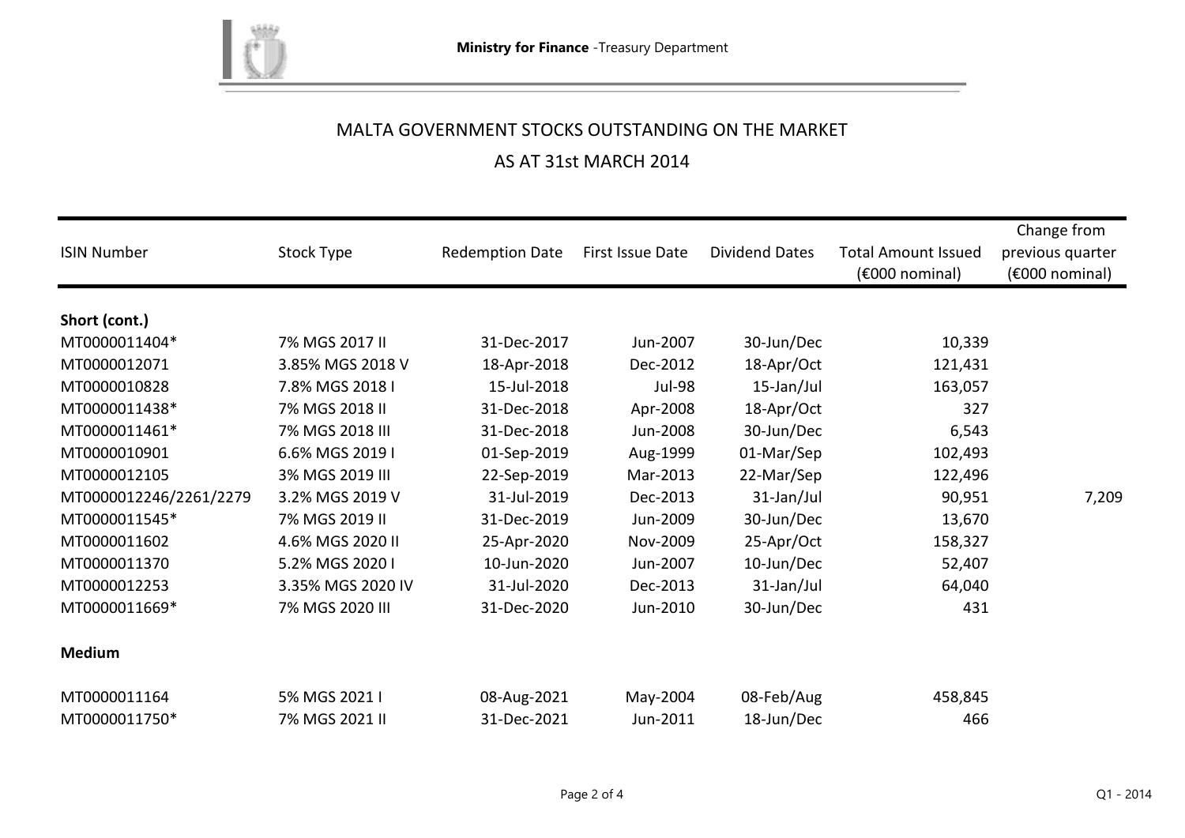Ministry for Finance -Treasury Department

# MALTA GOVERNMENT STOCKS OUTSTANDING ON THE MARKET

## AS AT 31st MARCH 2014

| ISIN Number | Stock Type | Redemption Date | First Issue Date | Dividend Dates | Total Amount Issued (€000 nominal) | Change from previous quarter (€000 nominal) |
|---|---|---|---|---|---|---|
| **Short (cont.)** | | | | | | |
| MT0000011404* | 7% MGS 2017 II | 31-Dec-2017 | Jun-2007 | 30-Jun/Dec | 10,339 | |
| MT0000012071 | 3.85% MGS 2018 V | 18-Apr-2018 | Dec-2012 | 18-Apr/Oct | 121,431 | |
| MT0000010828 | 7.8% MGS 2018 I | 15-Jul-2018 | Jul-98 | 15-Jan/Jul | 163,057 | |
| MT0000011438* | 7% MGS 2018 II | 31-Dec-2018 | Apr-2008 | 18-Apr/Oct | 327 | |
| MT0000011461* | 7% MGS 2018 III | 31-Dec-2018 | Jun-2008 | 30-Jun/Dec | 6,543 | |
| MT0000010901 | 6.6% MGS 2019 I | 01-Sep-2019 | Aug-1999 | 01-Mar/Sep | 102,493 | |
| MT0000012105 | 3% MGS 2019 III | 22-Sep-2019 | Mar-2013 | 22-Mar/Sep | 122,496 | |
| MT0000012246/2261/2279 | 3.2% MGS 2019 V | 31-Jul-2019 | Dec-2013 | 31-Jan/Jul | 90,951 | 7,209 |
| MT0000011545* | 7% MGS 2019 II | 31-Dec-2019 | Jun-2009 | 30-Jun/Dec | 13,670 | |
| MT0000011602 | 4.6% MGS 2020 II | 25-Apr-2020 | Nov-2009 | 25-Apr/Oct | 158,327 | |
| MT0000011370 | 5.2% MGS 2020 I | 10-Jun-2020 | Jun-2007 | 10-Jun/Dec | 52,407 | |
| MT0000012253 | 3.35% MGS 2020 IV | 31-Jul-2020 | Dec-2013 | 31-Jan/Jul | 64,040 | |
| MT0000011669* | 7% MGS 2020 III | 31-Dec-2020 | Jun-2010 | 30-Jun/Dec | 431 | |
| **Medium** | | | | | | |
| MT0000011164 | 5% MGS 2021 I | 08-Aug-2021 | May-2004 | 08-Feb/Aug | 458,845 | |
| MT0000011750* | 7% MGS 2021 II | 31-Dec-2021 | Jun-2011 | 18-Jun/Dec | 466 | |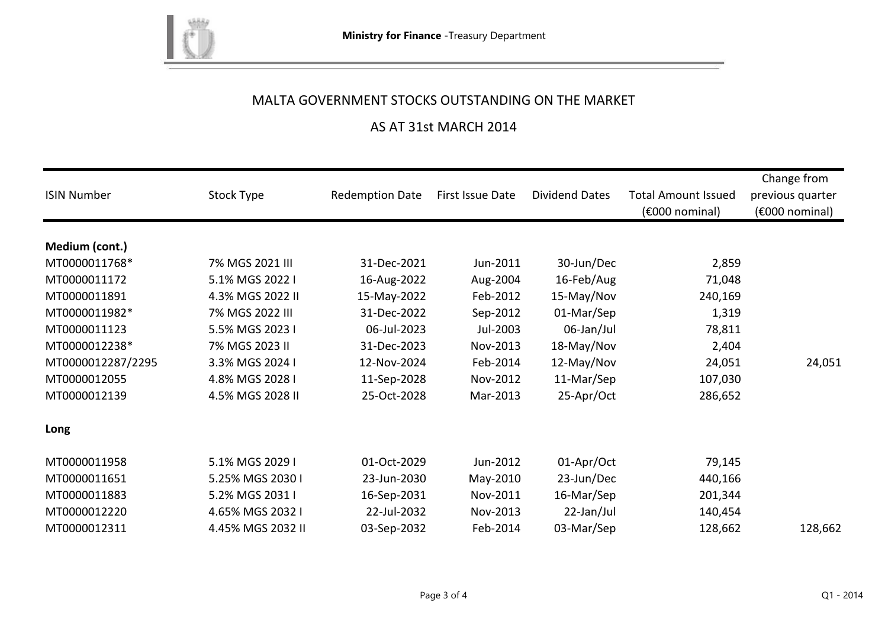MALTA GOVERNMENT STOCKS OUTSTANDING ON THE MARKET

AS AT 31st MARCH 2014

| ISIN Number | Stock Type | Redemption Date | First Issue Date | Dividend Dates | Total Amount Issued (€000 nominal) | Change from previous quarter (€000 nominal) |
|---|---|---|---|---|---|---|
| **Medium (cont.)** | | | | | | |
| MT0000011768* | 7% MGS 2021 III | 31-Dec-2021 | Jun-2011 | 30-Jun/Dec | 2,859 | |
| MT0000011172 | 5.1% MGS 2022 I | 16-Aug-2022 | Aug-2004 | 16-Feb/Aug | 71,048 | |
| MT0000011891 | 4.3% MGS 2022 II | 15-May-2022 | Feb-2012 | 15-May/Nov | 240,169 | |
| MT0000011982* | 7% MGS 2022 III | 31-Dec-2022 | Sep-2012 | 01-Mar/Sep | 1,319 | |
| MT0000011123 | 5.5% MGS 2023 I | 06-Jul-2023 | Jul-2003 | 06-Jan/Jul | 78,811 | |
| MT0000012238* | 7% MGS 2023 II | 31-Dec-2023 | Nov-2013 | 18-May/Nov | 2,404 | |
| MT0000012287/2295 | 3.3% MGS 2024 I | 12-Nov-2024 | Feb-2014 | 12-May/Nov | 24,051 | 24,051 |
| MT0000012055 | 4.8% MGS 2028 I | 11-Sep-2028 | Nov-2012 | 11-Mar/Sep | 107,030 | |
| MT0000012139 | 4.5% MGS 2028 II | 25-Oct-2028 | Mar-2013 | 25-Apr/Oct | 286,652 | |
| **Long** | | | | | | |
| MT0000011958 | 5.1% MGS 2029 I | 01-Oct-2029 | Jun-2012 | 01-Apr/Oct | 79,145 | |
| MT0000011651 | 5.25% MGS 2030 I | 23-Jun-2030 | May-2010 | 23-Jun/Dec | 440,166 | |
| MT0000011883 | 5.2% MGS 2031 I | 16-Sep-2031 | Nov-2011 | 16-Mar/Sep | 201,344 | |
| MT0000012220 | 4.65% MGS 2032 I | 22-Jul-2032 | Nov-2013 | 22-Jan/Jul | 140,454 | |
| MT0000012311 | 4.45% MGS 2032 II | 03-Sep-2032 | Feb-2014 | 03-Mar/Sep | 128,662 | 128,662 |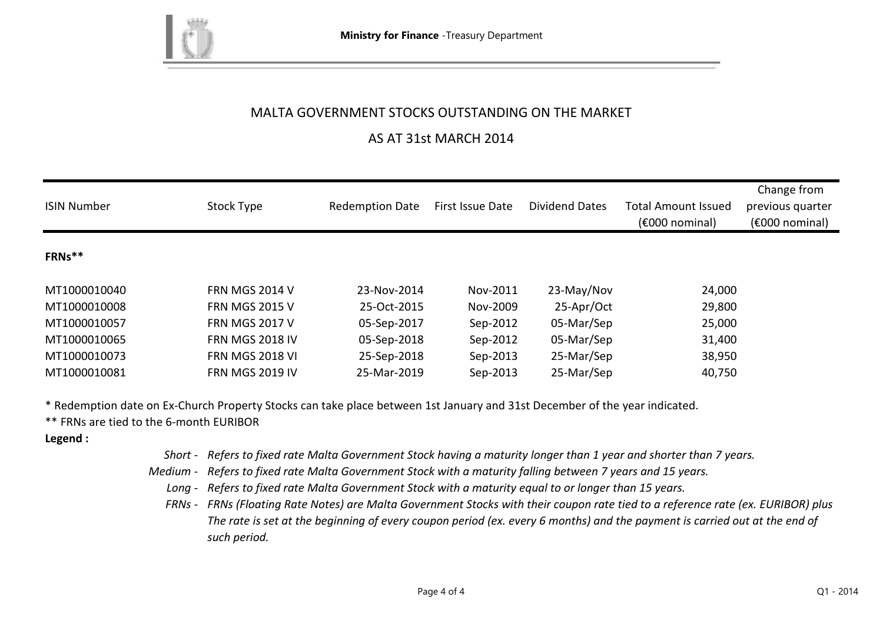# MALTA GOVERNMENT STOCKS OUTSTANDING ON THE MARKET

## AS AT 31st MARCH 2014

| ISIN Number | Stock Type | Redemption Date | First Issue Date | Dividend Dates | Total Amount Issued (€000 nominal) | Change from previous quarter (€000 nominal) |
|---|---|---|---|---|---|---|
| **FRNs**** | | | | | | |
| MT1000010040 | FRN MGS 2014 V | 23-Nov-2014 | Nov-2011 | 23-May/Nov | 24,000 | |
| MT1000010008 | FRN MGS 2015 V | 25-Oct-2015 | Nov-2009 | 25-Apr/Oct | 29,800 | |
| MT1000010057 | FRN MGS 2017 V | 05-Sep-2017 | Sep-2012 | 05-Mar/Sep | 25,000 | |
| MT1000010065 | FRN MGS 2018 IV | 05-Sep-2018 | Sep-2012 | 05-Mar/Sep | 31,400 | |
| MT1000010073 | FRN MGS 2018 VI | 25-Sep-2018 | Sep-2013 | 25-Mar/Sep | 38,950 | |
| MT1000010081 | FRN MGS 2019 IV | 25-Mar-2019 | Sep-2013 | 25-Mar/Sep | 40,750 | |

* Redemption date on Ex-Church Property Stocks can take place between 1st January and 31st December of the year indicated.

** FRNs are tied to the 6-month EURIBOR

**Legend :**

*Short - Refers to fixed rate Malta Government Stock having a maturity longer than 1 year and shorter than 7 years.*

*Medium - Refers to fixed rate Malta Government Stock with a maturity falling between 7 years and 15 years.*

*Long - Refers to fixed rate Malta Government Stock with a maturity equal to or longer than 15 years.*

*FRNs - FRNs (Floating Rate Notes) are Malta Government Stocks with their coupon rate tied to a reference rate (ex. EURIBOR) plus The rate is set at the beginning of every coupon period (ex. every 6 months) and the payment is carried out at the end of such period.*